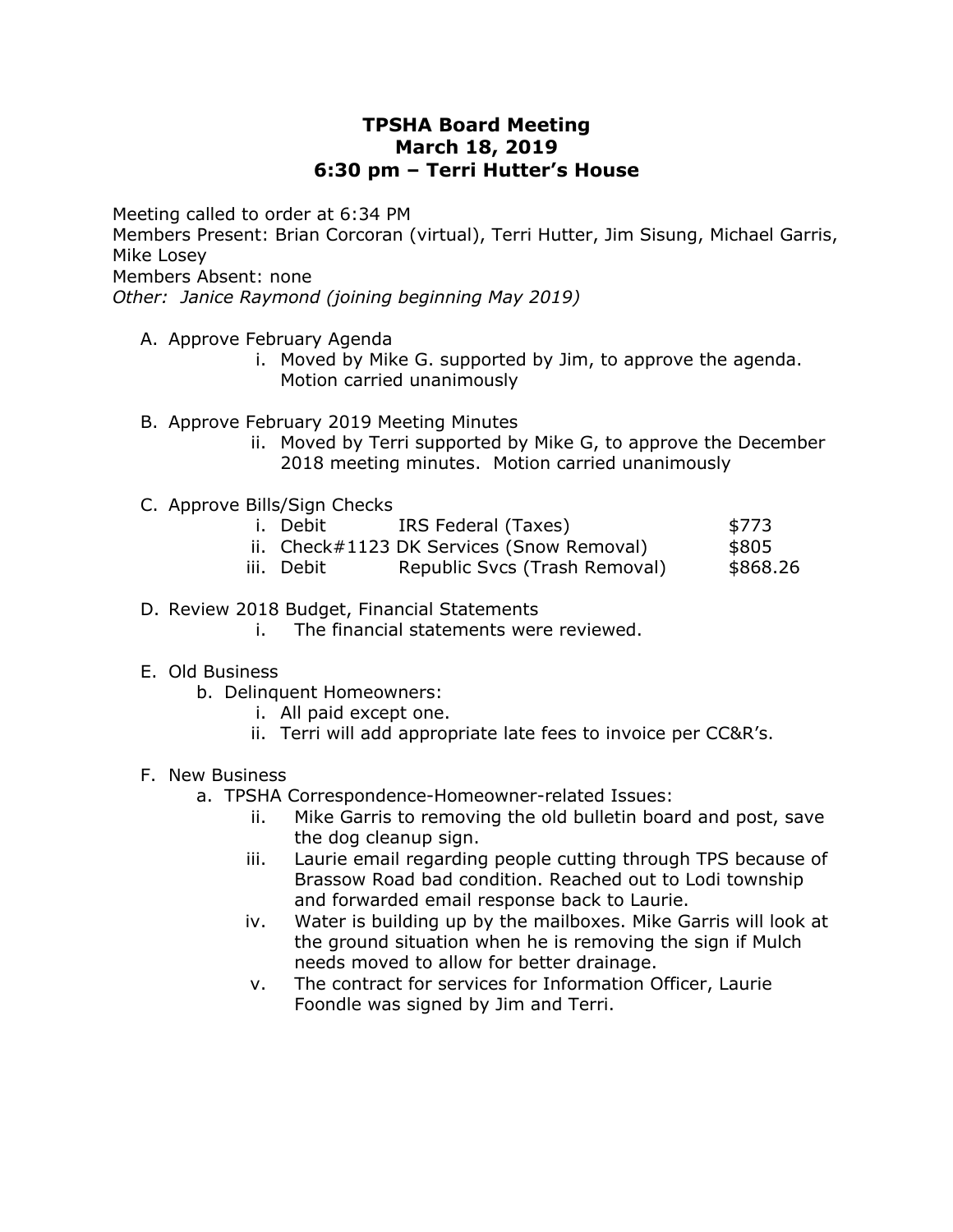# TPSHA Board Meeting
## March 18, 2019
## 6:30 pm – Terri Hutter's House

Meeting called to order at 6:34 PM
Members Present: Brian Corcoran (virtual), Terri Hutter, Jim Sisung, Michael Garris, Mike Losey
Members Absent: none
*Other: Janice Raymond (joining beginning May 2019)*

A. Approve February Agenda
   i. Moved by Mike G. supported by Jim, to approve the agenda. Motion carried unanimously

B. Approve February 2019 Meeting Minutes
   ii. Moved by Terri supported by Mike G, to approve the December 2018 meeting minutes. Motion carried unanimously

C. Approve Bills/Sign Checks

| | | | |
|---|---|---|---|
| i. | Debit | IRS Federal (Taxes) | $773 |
| ii. | Check#1123 | DK Services (Snow Removal) | $805 |
| iii. | Debit | Republic Svcs (Trash Removal) | $868.26 |

D. Review 2018 Budget, Financial Statements
   i. The financial statements were reviewed.

E. Old Business
   b. Delinquent Homeowners:
      i. All paid except one.
      ii. Terri will add appropriate late fees to invoice per CC&R's.

F. New Business
   a. TPSHA Correspondence-Homeowner-related Issues:
      ii. Mike Garris to removing the old bulletin board and post, save the dog cleanup sign.
      iii. Laurie email regarding people cutting through TPS because of Brassow Road bad condition. Reached out to Lodi township and forwarded email response back to Laurie.
      iv. Water is building up by the mailboxes. Mike Garris will look at the ground situation when he is removing the sign if Mulch needs moved to allow for better drainage.
      v. The contract for services for Information Officer, Laurie Foondle was signed by Jim and Terri.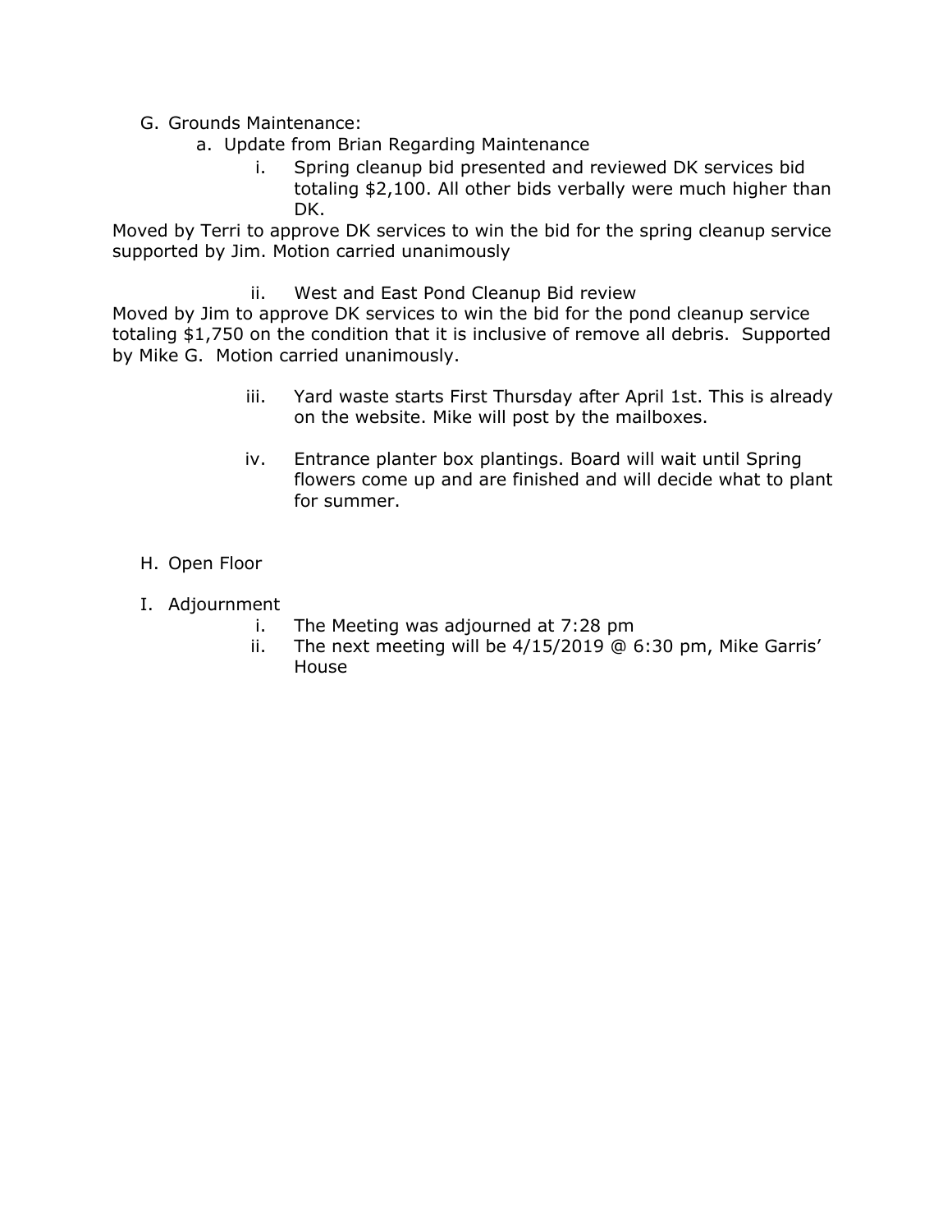G. Grounds Maintenance:
   a. Update from Brian Regarding Maintenance
      i. Spring cleanup bid presented and reviewed DK services bid totaling $2,100. All other bids verbally were much higher than DK.

Moved by Terri to approve DK services to win the bid for the spring cleanup service supported by Jim. Motion carried unanimously

      ii. West and East Pond Cleanup Bid review

Moved by Jim to approve DK services to win the bid for the pond cleanup service totaling $1,750 on the condition that it is inclusive of remove all debris. Supported by Mike G. Motion carried unanimously.

      iii. Yard waste starts First Thursday after April 1st. This is already on the website. Mike will post by the mailboxes.

      iv. Entrance planter box plantings. Board will wait until Spring flowers come up and are finished and will decide what to plant for summer.

H. Open Floor

I. Adjournment
   i. The Meeting was adjourned at 7:28 pm
   ii. The next meeting will be 4/15/2019 @ 6:30 pm, Mike Garris' House